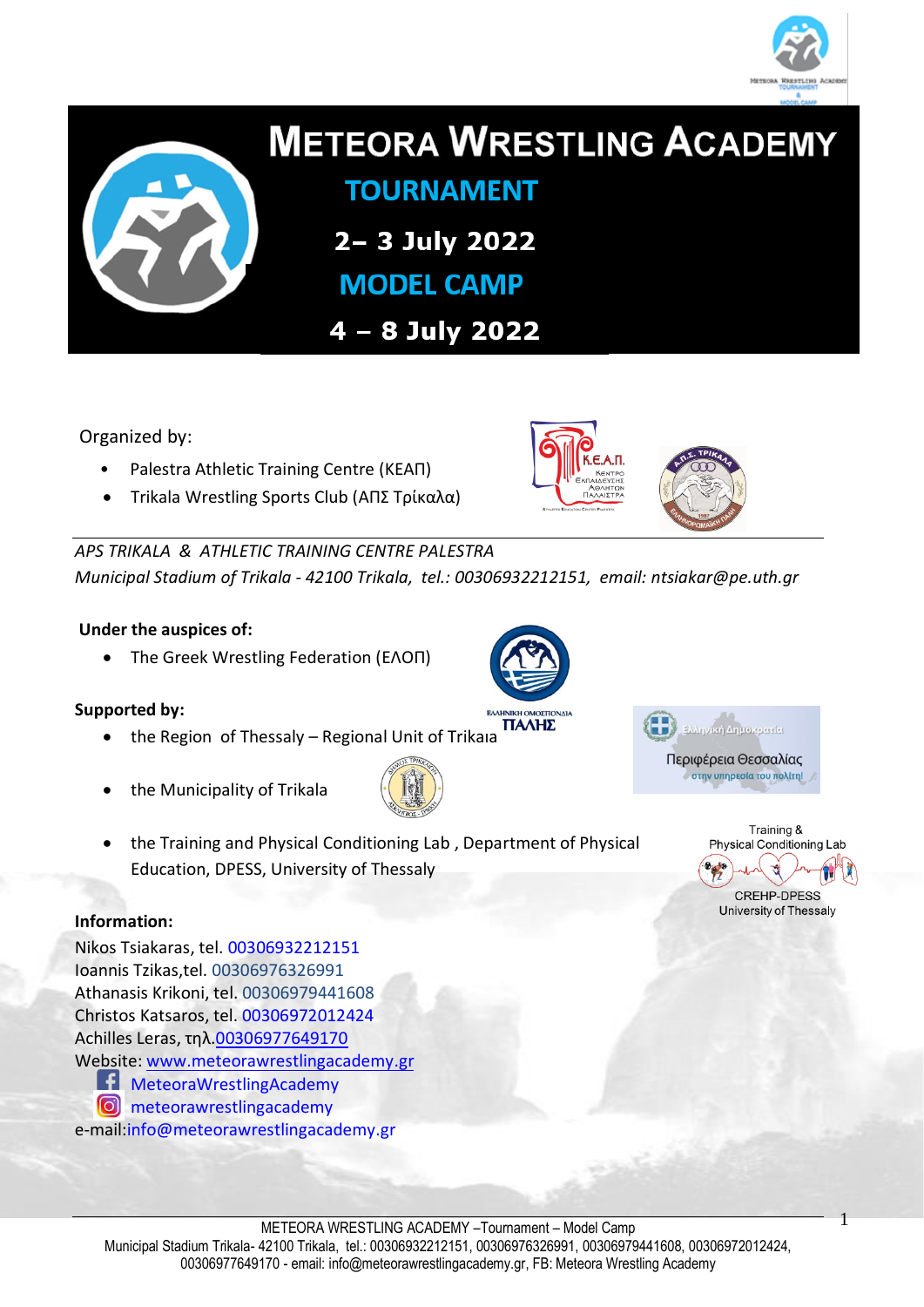# METEORA WRESTLING ACADEMY

## TOURNAMENT

**2– 3 July 2022**

## MODEL CAMP

**4 – 8 July 2022**

Organized by:

- Palestra Athletic Training Centre (ΚΕΑΠ)
- Trikala Wrestling Sports Club (ΑΠΣ Τρίκαλα)

*APS TRIKALA & ATHLETIC TRAINING CENTRE PALESTRA*
*Municipal Stadium of Trikala - 42100 Trikala, tel.: 00306932212151, email: ntsiakar@pe.uth.gr*

**Under the auspices of:**

- The Greek Wrestling Federation (ΕΛΟΠ)

**Supported by:**

- the Region of Thessaly – Regional Unit of Trikaιa
- the Municipality of Trikala
- the Training and Physical Conditioning Lab , Department of Physical Education, DPESS, University of Thessaly

**Information:**

Nikos Tsiakaras, tel. 00306932212151
Ioannis Tzikas,tel. 00306976326991
Athanasis Krikoni, tel. 00306979441608
Christos Katsaros, tel. 00306972012424
Achilles Leras, τηλ.00306977649170
Website: www.meteorawrestlingacademy.gr
MeteoraWrestlingAcademy
meteorawrestlingacademy
e-mail:info@meteorawrestlingacademy.gr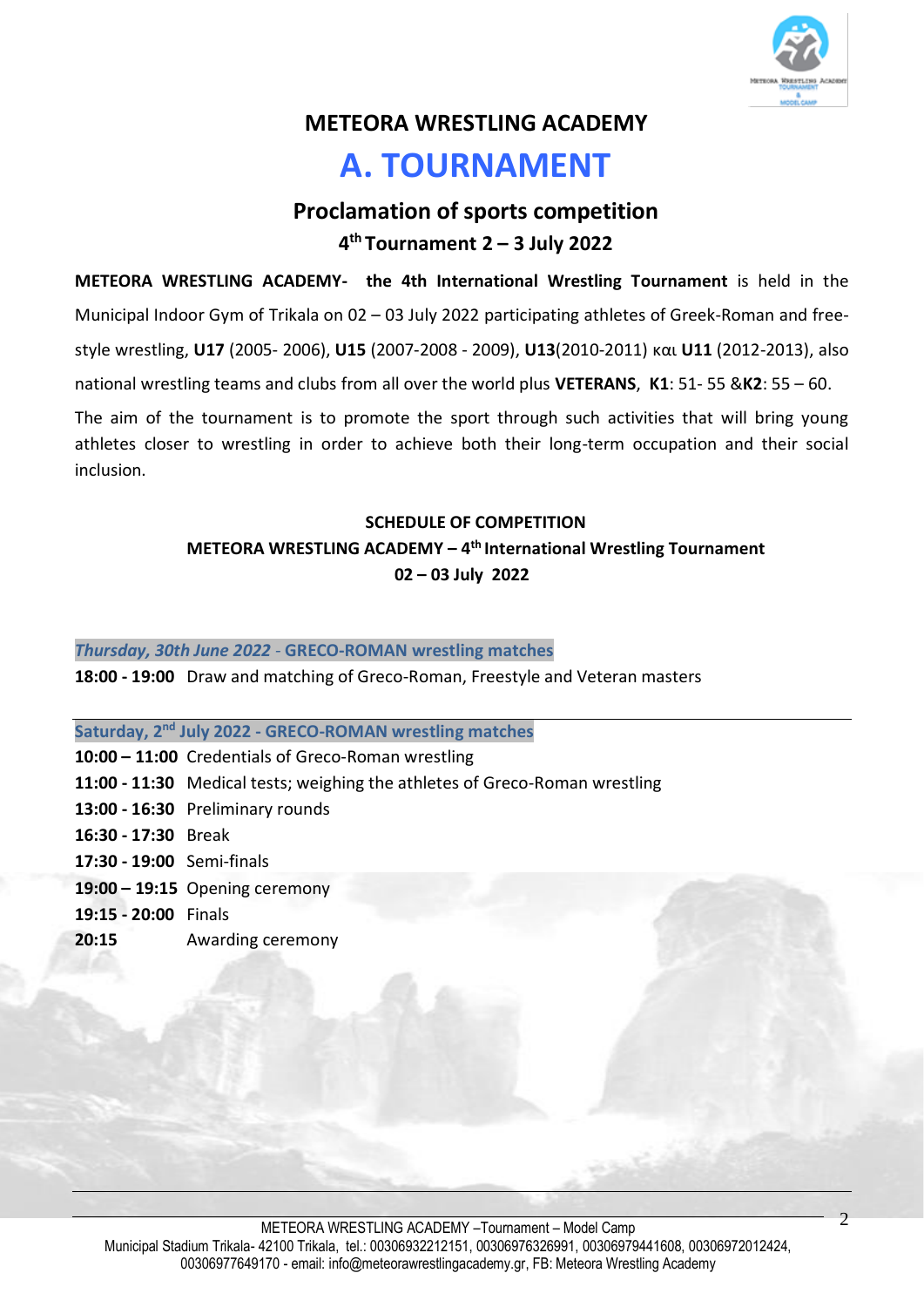# METEORA WRESTLING ACADEMY

# A. TOURNAMENT

## Proclamation of sports competition

### 4th Tournament 2 – 3 July 2022

**METEORA WRESTLING ACADEMY- the 4th International Wrestling Tournament** is held in the Municipal Indoor Gym of Trikala on 02 – 03 July 2022 participating athletes of Greek-Roman and free-style wrestling, **U17** (2005- 2006), **U15** (2007-2008 - 2009), **U13**(2010-2011) και **U11** (2012-2013), also national wrestling teams and clubs from all over the world plus **VETERANS**, **K1**: 51- 55 &**K2**: 55 – 60.

The aim of the tournament is to promote the sport through such activities that will bring young athletes closer to wrestling in order to achieve both their long-term occupation and their social inclusion.

**SCHEDULE OF COMPETITION**
**METEORA WRESTLING ACADEMY – 4th International Wrestling Tournament**
**02 – 03 July 2022**

***Thursday, 30th June 2022* - GRECO-ROMAN wrestling matches**

**18:00 - 19:00** Draw and matching of Greco-Roman, Freestyle and Veteran masters

**Saturday, 2nd July 2022 - GRECO-ROMAN wrestling matches**

**10:00 – 11:00** Credentials of Greco-Roman wrestling
**11:00 - 11:30** Medical tests; weighing the athletes of Greco-Roman wrestling
**13:00 - 16:30** Preliminary rounds
**16:30 - 17:30** Break
**17:30 - 19:00** Semi-finals
**19:00 – 19:15** Opening ceremony
**19:15 - 20:00** Finals
**20:15** Awarding ceremony

METEORA WRESTLING ACADEMY –Tournament – Model Camp
Municipal Stadium Trikala- 42100 Trikala, tel.: 00306932212151, 00306976326991, 00306979441608, 00306972012424, 00306977649170 - email: info@meteorawrestlingacademy.gr, FB: Meteora Wrestling Academy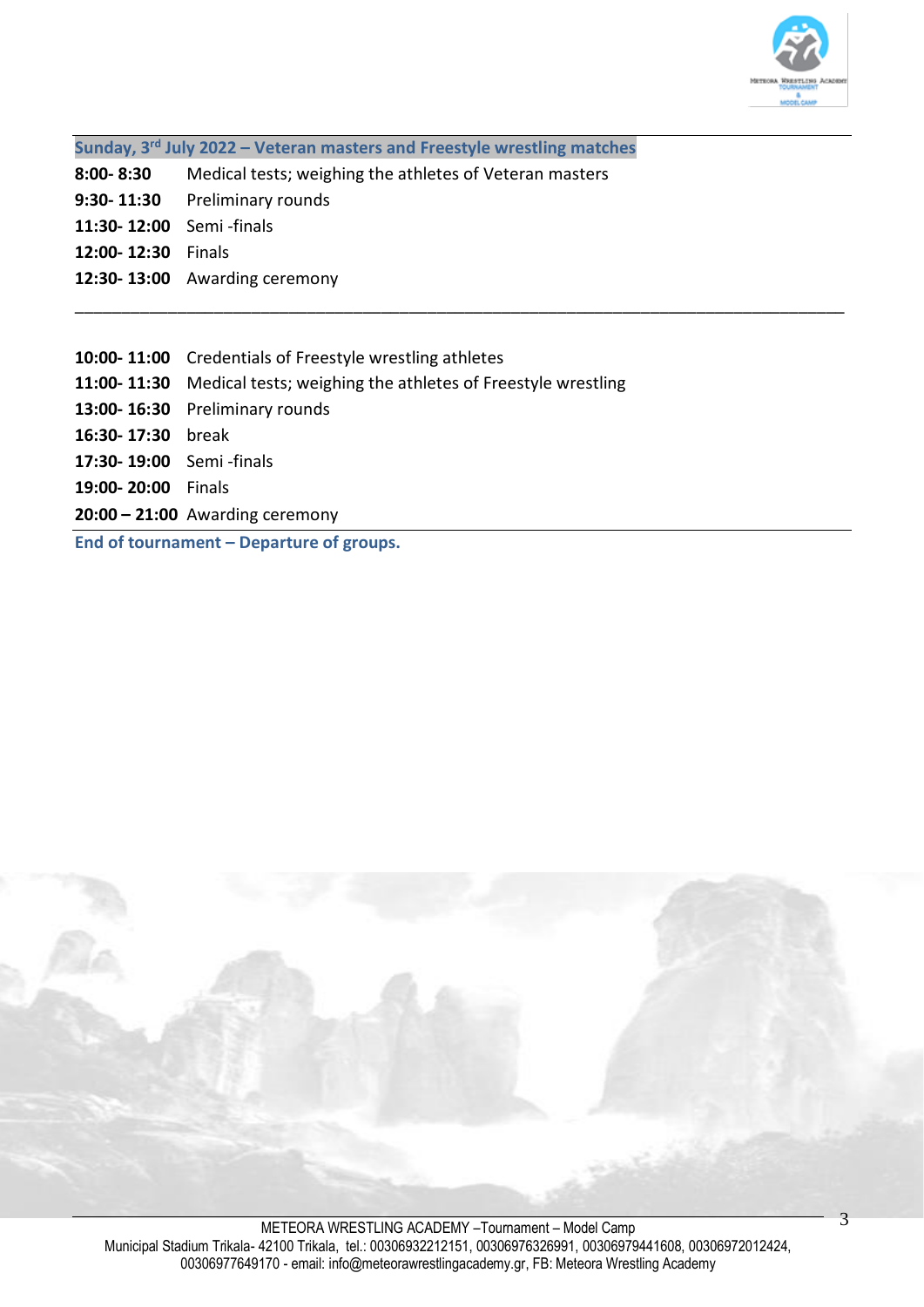**Sunday, 3rd July 2022 – Veteran masters and Freestyle wrestling matches**

**8:00- 8:30** Medical tests; weighing the athletes of Veteran masters

**9:30- 11:30** Preliminary rounds

**11:30- 12:00** Semi -finals

**12:00- 12:30** Finals

**12:30- 13:00** Awarding ceremony

---

**10:00- 11:00** Credentials of Freestyle wrestling athletes

**11:00- 11:30** Medical tests; weighing the athletes of Freestyle wrestling

**13:00- 16:30** Preliminary rounds

**16:30- 17:30** break

**17:30- 19:00** Semi -finals

**19:00- 20:00** Finals

**20:00 – 21:00** Awarding ceremony

**End of tournament – Departure of groups.**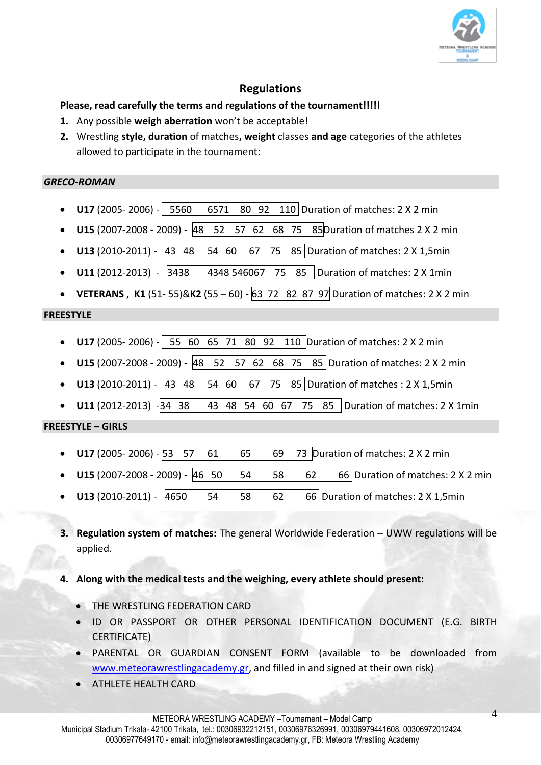## Regulations

**Please, read carefully the terms and regulations of the tournament!!!!!**

1. Any possible **weigh aberration** won't be acceptable!
2. Wrestling **style, duration** of matches**, weight** classes **and age** categories of the athletes allowed to participate in the tournament:

***GRECO-ROMAN***

- **U17** (2005- 2006) - 5560 6571 80 92 110 Duration of matches: 2 X 2 min
- **U15** (2007-2008 - 2009) - 48 52 57 62 68 75 85 Duration of matches 2 X 2 min
- **U13** (2010-2011) - 43 48 54 60 67 75 85 Duration of matches: 2 X 1,5min
- **U11** (2012-2013) - 3438 4348 546067 75 85 Duration of matches: 2 X 1min
- **VETERANS** , **K1** (51- 55)&**K2** (55 – 60) - 63 72 82 87 97 Duration of matches: 2 X 2 min

**FREESTYLE**

- **U17** (2005- 2006) - 55 60 65 71 80 92 110 Duration of matches: 2 X 2 min
- **U15** (2007-2008 - 2009) - 48 52 57 62 68 75 85 Duration of matches: 2 X 2 min
- **U13** (2010-2011) - 43 48 54 60 67 75 85 Duration of matches : 2 X 1,5min
- **U11** (2012-2013) -34 38 43 48 54 60 67 75 85 Duration of matches: 2 X 1min

**FREESTYLE – GIRLS**

- **U17** (2005- 2006) - 53 57 61 65 69 73 Duration of matches: 2 X 2 min
- **U15** (2007-2008 - 2009) - 46 50 54 58 62 66 Duration of matches: 2 X 2 min
- **U13** (2010-2011) - 4650 54 58 62 66 Duration of matches: 2 X 1,5min

3. **Regulation system of matches:** The general Worldwide Federation – UWW regulations will be applied.

4. **Along with the medical tests and the weighing, every athlete should present:**

   - THE WRESTLING FEDERATION CARD
   - ID OR PASSPORT OR OTHER PERSONAL IDENTIFICATION DOCUMENT (E.G. BIRTH CERTIFICATE)
   - PARENTAL OR GUARDIAN CONSENT FORM (available to be downloaded from www.meteorawrestlingacademy.gr, and filled in and signed at their own risk)
   - ATHLETE HEALTH CARD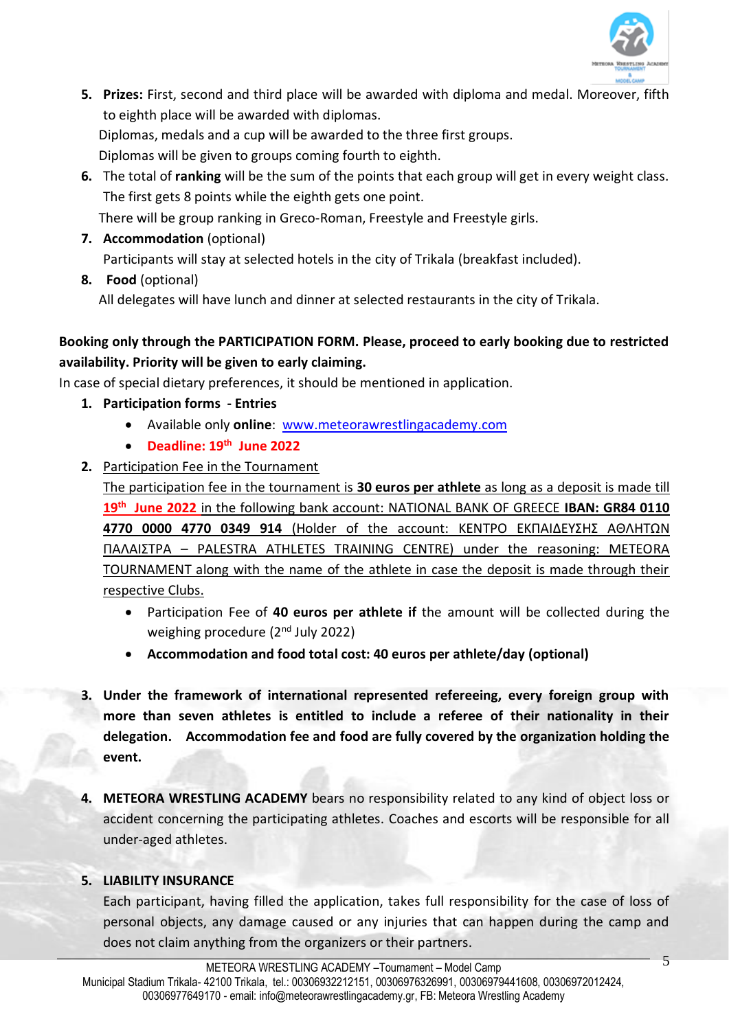5. **Prizes:** First, second and third place will be awarded with diploma and medal. Moreover, fifth to eighth place will be awarded with diplomas.
   Diplomas, medals and a cup will be awarded to the three first groups.
   Diplomas will be given to groups coming fourth to eighth.
6. The total of **ranking** will be the sum of the points that each group will get in every weight class. The first gets 8 points while the eighth gets one point.
   There will be group ranking in Greco-Roman, Freestyle and Freestyle girls.
7. **Accommodation** (optional)
   Participants will stay at selected hotels in the city of Trikala (breakfast included).
8. **Food** (optional)
   All delegates will have lunch and dinner at selected restaurants in the city of Trikala.

**Booking only through the PARTICIPATION FORM. Please, proceed to early booking due to restricted availability. Priority will be given to early claiming.**

In case of special dietary preferences, it should be mentioned in application.

1. **Participation forms - Entries**
   - Available only **online**: www.meteorawrestlingacademy.com
   - **Deadline: 19th June 2022**
2. Participation Fee in the Tournament
   The participation fee in the tournament is **30 euros per athlete** as long as a deposit is made till **19th June 2022** in the following bank account: NATIONAL BANK OF GREECE **IBAN: GR84 0110 4770 0000 4770 0349 914** (Holder of the account: ΚΕΝΤΡΟ ΕΚΠΑΙΔΕΥΣΗΣ ΑΘΛΗΤΩΝ ΠΑΛΑΙΣΤΡΑ – PALESTRA ATHLETES TRAINING CENTRE) under the reasoning: METEORA TOURNAMENT along with the name of the athlete in case the deposit is made through their respective Clubs.
   - Participation Fee of **40 euros per athlete if** the amount will be collected during the weighing procedure (2nd July 2022)
   - **Accommodation and food total cost: 40 euros per athlete/day (optional)**
3. **Under the framework of international represented refereeing, every foreign group with more than seven athletes is entitled to include a referee of their nationality in their delegation. Accommodation fee and food are fully covered by the organization holding the event.**
4. **METEORA WRESTLING ACADEMY** bears no responsibility related to any kind of object loss or accident concerning the participating athletes. Coaches and escorts will be responsible for all under-aged athletes.
5. **LIABILITY INSURANCE**
   Each participant, having filled the application, takes full responsibility for the case of loss of personal objects, any damage caused or any injuries that can happen during the camp and does not claim anything from the organizers or their partners.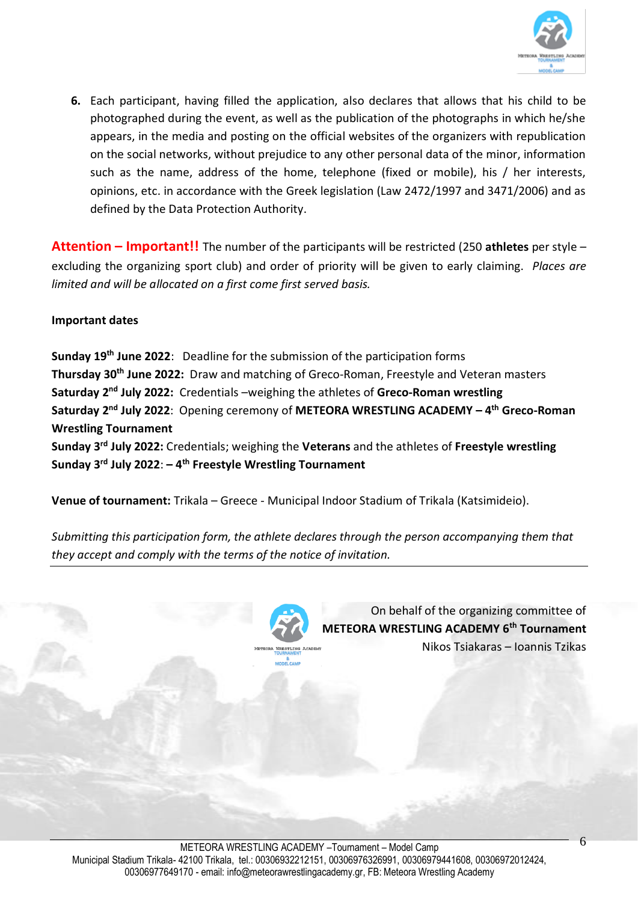6. Each participant, having filled the application, also declares that allows that his child to be photographed during the event, as well as the publication of the photographs in which he/she appears, in the media and posting on the official websites of the organizers with republication on the social networks, without prejudice to any other personal data of the minor, information such as the name, address of the home, telephone (fixed or mobile), his / her interests, opinions, etc. in accordance with the Greek legislation (Law 2472/1997 and 3471/2006) and as defined by the Data Protection Authority.

**Attention – Important!!** The number of the participants will be restricted (250 **athletes** per style – excluding the organizing sport club) and order of priority will be given to early claiming. *Places are limited and will be allocated on a first come first served basis.*

**Important dates**

**Sunday 19th June 2022**: Deadline for the submission of the participation forms
**Thursday 30th June 2022:** Draw and matching of Greco-Roman, Freestyle and Veteran masters
**Saturday 2nd July 2022:** Credentials –weighing the athletes of **Greco-Roman wrestling**
**Saturday 2nd July 2022**: Opening ceremony of **METEORA WRESTLING ACADEMY – 4th Greco-Roman Wrestling Tournament**
**Sunday 3rd July 2022:** Credentials; weighing the **Veterans** and the athletes of **Freestyle wrestling**
**Sunday 3rd July 2022**: **– 4th Freestyle Wrestling Tournament**

**Venue of tournament:** Trikala – Greece - Municipal Indoor Stadium of Trikala (Katsimideio).

*Submitting this participation form, the athlete declares through the person accompanying them that they accept and comply with the terms of the notice of invitation.*

---

On behalf of the organizing committee of
**METEORA WRESTLING ACADEMY 6th Tournament**
Nikos Tsiakaras – Ioannis Tzikas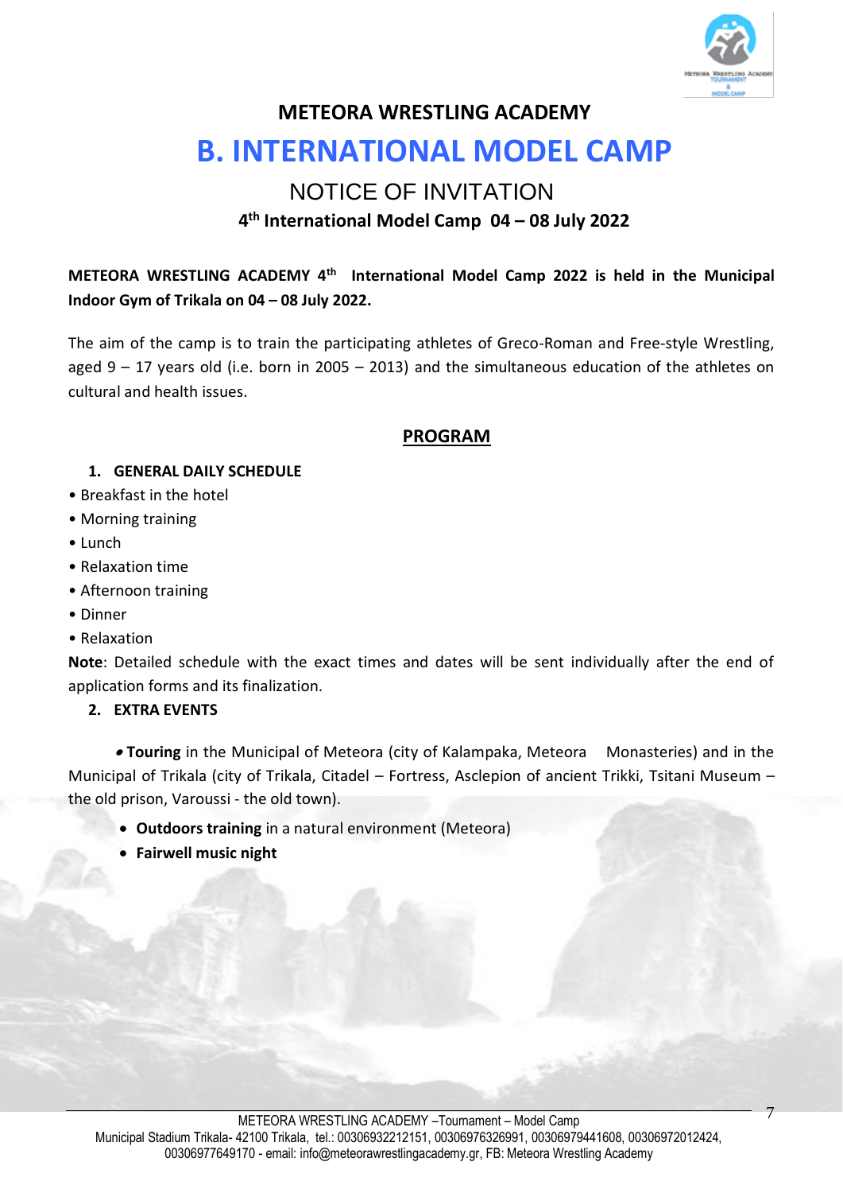## METEORA WRESTLING ACADEMY

# B. INTERNATIONAL MODEL CAMP

## NOTICE OF INVITATION

### 4th International Model Camp 04 – 08 July 2022

**METEORA WRESTLING ACADEMY 4th International Model Camp 2022 is held in the Municipal Indoor Gym of Trikala on 04 – 08 July 2022.**

The aim of the camp is to train the participating athletes of Greco-Roman and Free-style Wrestling, aged 9 – 17 years old (i.e. born in 2005 – 2013) and the simultaneous education of the athletes on cultural and health issues.

## PROGRAM

1. **GENERAL DAILY SCHEDULE**

- Breakfast in the hotel
- Morning training
- Lunch
- Relaxation time
- Afternoon training
- Dinner
- Relaxation

**Note**: Detailed schedule with the exact times and dates will be sent individually after the end of application forms and its finalization.

2. **EXTRA EVENTS**

- **Touring** in the Municipal of Meteora (city of Kalampaka, Meteora Monasteries) and in the Municipal of Trikala (city of Trikala, Citadel – Fortress, Asclepion of ancient Trikki, Tsitani Museum – the old prison, Varoussi - the old town).
- **Outdoors training** in a natural environment (Meteora)
- **Fairwell music night**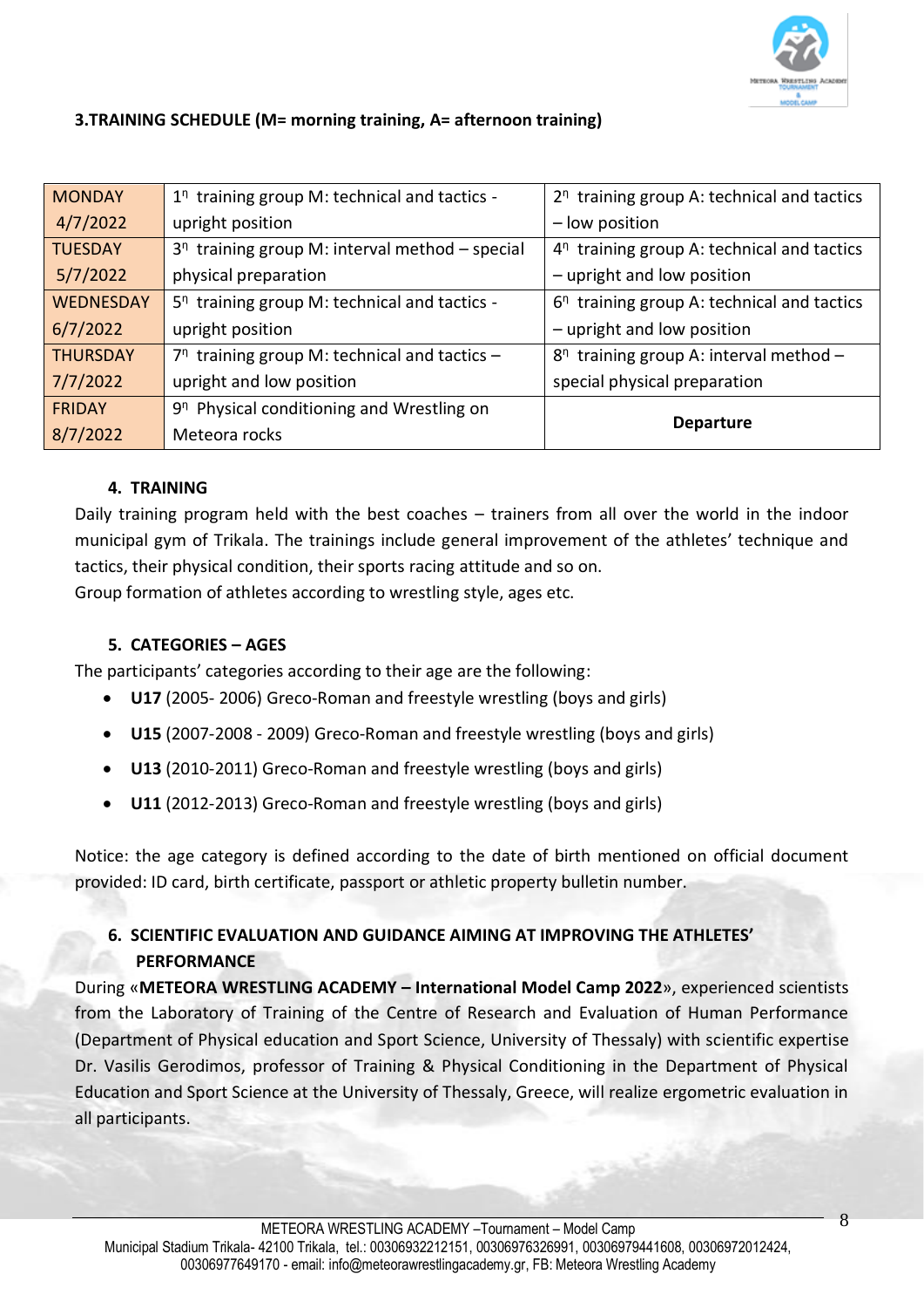## 3.TRAINING SCHEDULE (M= morning training, A= afternoon training)

| | | |
|---|---|---|
| MONDAY 4/7/2022 | 1η training group M: technical and tactics - upright position | 2η training group A: technical and tactics – low position |
| TUESDAY 5/7/2022 | 3η training group M: interval method – special physical preparation | 4η training group A: technical and tactics – upright and low position |
| WEDNESDAY 6/7/2022 | 5η training group M: technical and tactics - upright position | 6η training group A: technical and tactics – upright and low position |
| THURSDAY 7/7/2022 | 7η training group M: technical and tactics – upright and low position | 8η training group A: interval method – special physical preparation |
| FRIDAY 8/7/2022 | 9η Physical conditioning and Wrestling on Meteora rocks | **Departure** |

### 4. TRAINING

Daily training program held with the best coaches – trainers from all over the world in the indoor municipal gym of Trikala. The trainings include general improvement of the athletes' technique and tactics, their physical condition, their sports racing attitude and so on.
Group formation of athletes according to wrestling style, ages etc.

### 5. CATEGORIES – AGES

The participants' categories according to their age are the following:

- **U17** (2005- 2006) Greco-Roman and freestyle wrestling (boys and girls)
- **U15** (2007-2008 - 2009) Greco-Roman and freestyle wrestling (boys and girls)
- **U13** (2010-2011) Greco-Roman and freestyle wrestling (boys and girls)
- **U11** (2012-2013) Greco-Roman and freestyle wrestling (boys and girls)

Notice: the age category is defined according to the date of birth mentioned on official document provided: ID card, birth certificate, passport or athletic property bulletin number.

### 6. SCIENTIFIC EVALUATION AND GUIDANCE AIMING AT IMPROVING THE ATHLETES' PERFORMANCE

During «**METEORA WRESTLING ACADEMY – International Model Camp 2022**», experienced scientists from the Laboratory of Training of the Centre of Research and Evaluation of Human Performance (Department of Physical education and Sport Science, University of Thessaly) with scientific expertise Dr. Vasilis Gerodimos, professor of Training & Physical Conditioning in the Department of Physical Education and Sport Science at the University of Thessaly, Greece, will realize ergometric evaluation in all participants.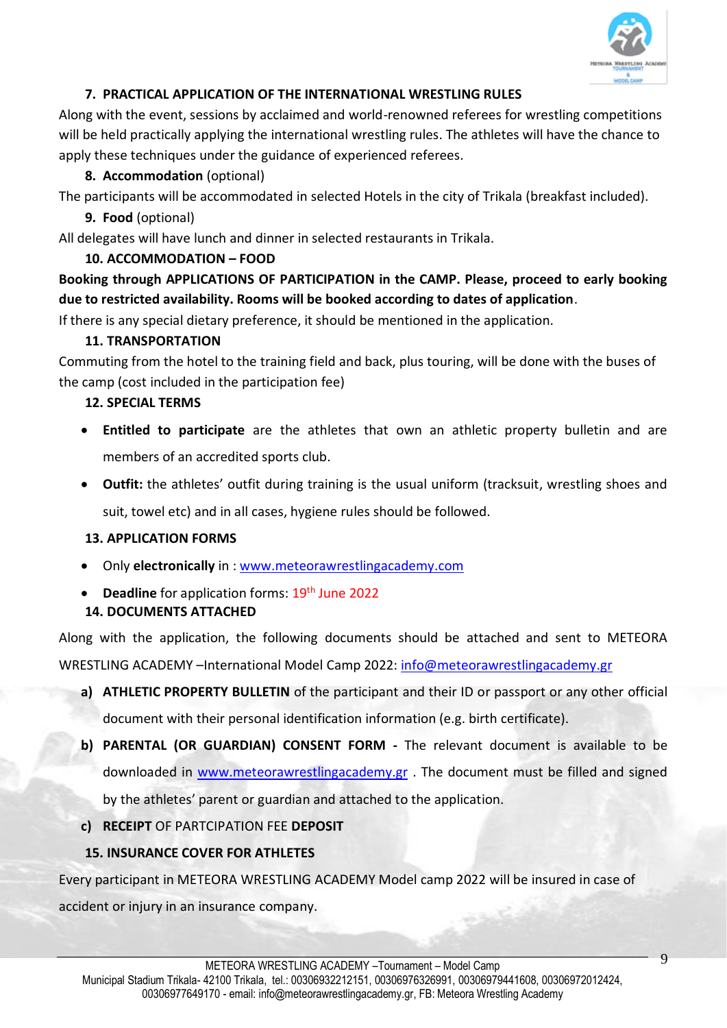### 7. PRACTICAL APPLICATION OF THE INTERNATIONAL WRESTLING RULES

Along with the event, sessions by acclaimed and world-renowned referees for wrestling competitions will be held practically applying the international wrestling rules. The athletes will have the chance to apply these techniques under the guidance of experienced referees.

### 8. **Accommodation** (optional)

The participants will be accommodated in selected Hotels in the city of Trikala (breakfast included).

### 9. **Food** (optional)

All delegates will have lunch and dinner in selected restaurants in Trikala.

### 10. ACCOMMODATION – FOOD

**Booking through APPLICATIONS OF PARTICIPATION in the CAMP. Please, proceed to early booking due to restricted availability. Rooms will be booked according to dates of application**.

If there is any special dietary preference, it should be mentioned in the application.

### 11. TRANSPORTATION

Commuting from the hotel to the training field and back, plus touring, will be done with the buses of the camp (cost included in the participation fee)

### 12. SPECIAL TERMS

- **Entitled to participate** are the athletes that own an athletic property bulletin and are members of an accredited sports club.
- **Outfit:** the athletes' outfit during training is the usual uniform (tracksuit, wrestling shoes and suit, towel etc) and in all cases, hygiene rules should be followed.

### 13. APPLICATION FORMS

- Only **electronically** in : www.meteorawrestlingacademy.com
- **Deadline** for application forms: 19th June 2022

### 14. DOCUMENTS ATTACHED

Along with the application, the following documents should be attached and sent to METEORA WRESTLING ACADEMY –International Model Camp 2022: info@meteorawrestlingacademy.gr

a) **ATHLETIC PROPERTY BULLETIN** of the participant and their ID or passport or any other official document with their personal identification information (e.g. birth certificate).

b) **PARENTAL (OR GUARDIAN) CONSENT FORM -** The relevant document is available to be downloaded in www.meteorawrestlingacademy.gr . The document must be filled and signed by the athletes' parent or guardian and attached to the application.

c) **RECEIPT** OF PARTCIPATION FEE **DEPOSIT**

### 15. INSURANCE COVER FOR ATHLETES

Every participant in METEORA WRESTLING ACADEMY Model camp 2022 will be insured in case of accident or injury in an insurance company.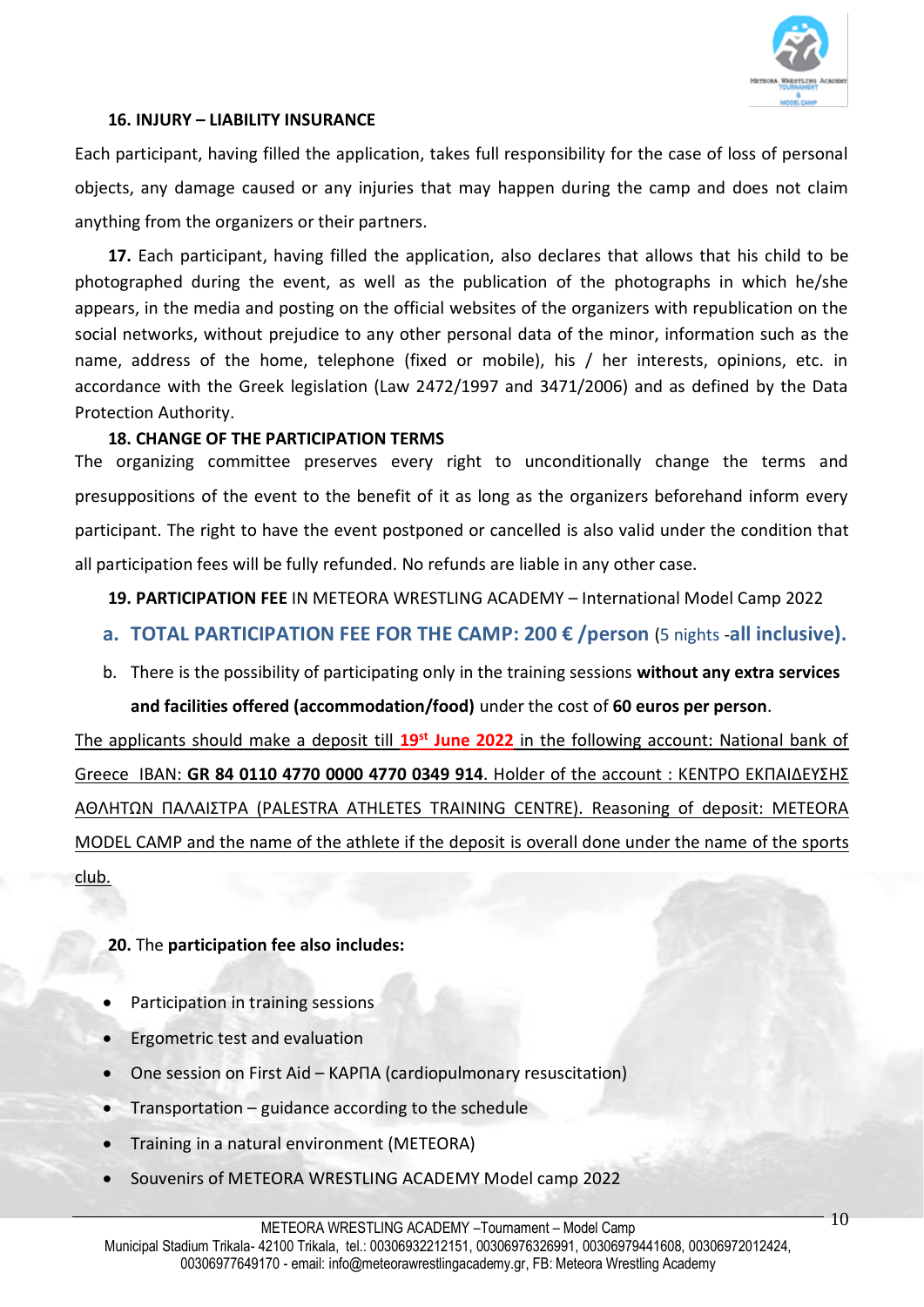**16. INJURY – LIABILITY INSURANCE**

Each participant, having filled the application, takes full responsibility for the case of loss of personal objects, any damage caused or any injuries that may happen during the camp and does not claim anything from the organizers or their partners.

**17.** Each participant, having filled the application, also declares that allows that his child to be photographed during the event, as well as the publication of the photographs in which he/she appears, in the media and posting on the official websites of the organizers with republication on the social networks, without prejudice to any other personal data of the minor, information such as the name, address of the home, telephone (fixed or mobile), his / her interests, opinions, etc. in accordance with the Greek legislation (Law 2472/1997 and 3471/2006) and as defined by the Data Protection Authority.

**18. CHANGE OF THE PARTICIPATION TERMS**

The organizing committee preserves every right to unconditionally change the terms and presuppositions of the event to the benefit of it as long as the organizers beforehand inform every participant. The right to have the event postponed or cancelled is also valid under the condition that all participation fees will be fully refunded. No refunds are liable in any other case.

**19. PARTICIPATION FEE** IN METEORA WRESTLING ACADEMY – International Model Camp 2022

a. **TOTAL PARTICIPATION FEE FOR THE CAMP: 200 € /person** (5 nights -**all inclusive).**
b. There is the possibility of participating only in the training sessions **without any extra services and facilities offered (accommodation/food)** under the cost of **60 euros per person**.

The applicants should make a deposit till **19st June 2022** in the following account: National bank of Greece IBAN: **GR 84 0110 4770 0000 4770 0349 914**. Holder of the account : ΚΕΝΤΡΟ ΕΚΠΑΙΔΕΥΣΗΣ ΑΘΛΗΤΩΝ ΠΑΛΑΙΣΤΡΑ (PALESTRA ATHLETES TRAINING CENTRE). Reasoning of deposit: METEORA MODEL CAMP and the name of the athlete if the deposit is overall done under the name of the sports club.

**20.** The **participation fee also includes:**

- Participation in training sessions
- Ergometric test and evaluation
- One session on First Aid – ΚΑΡΠΑ (cardiopulmonary resuscitation)
- Transportation – guidance according to the schedule
- Training in a natural environment (METEORA)
- Souvenirs of METEORA WRESTLING ACADEMY Model camp 2022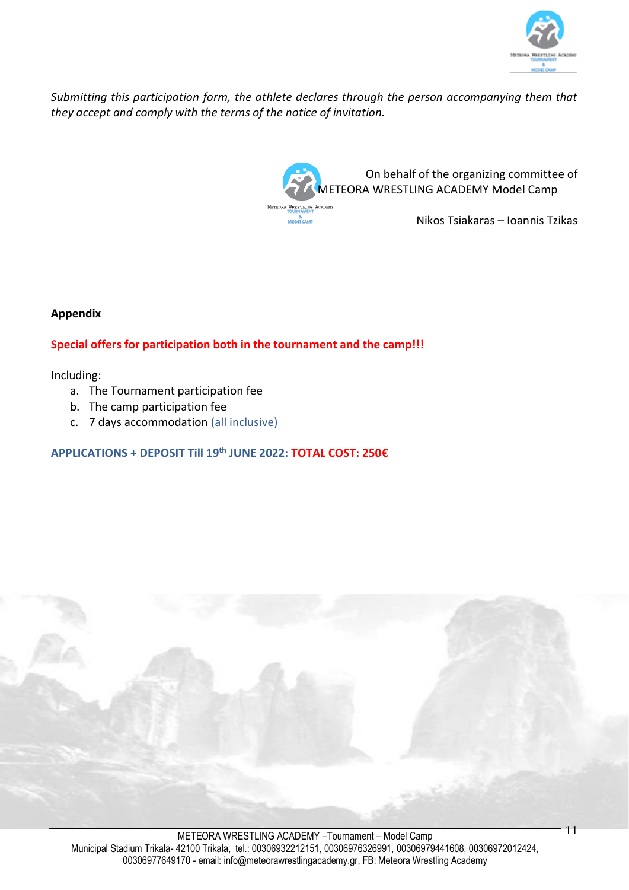*Submitting this participation form, the athlete declares through the person accompanying them that they accept and comply with the terms of the notice of invitation.*

On behalf of the organizing committee of
METEORA WRESTLING ACADEMY Model Camp

Nikos Tsiakaras – Ioannis Tzikas

**Appendix**

**Special offers for participation both in the tournament and the camp!!!**

Including:

a. The Tournament participation fee
b. The camp participation fee
c. 7 days accommodation (all inclusive)

**APPLICATIONS + DEPOSIT Till 19th JUNE 2022: TOTAL COST: 250€**